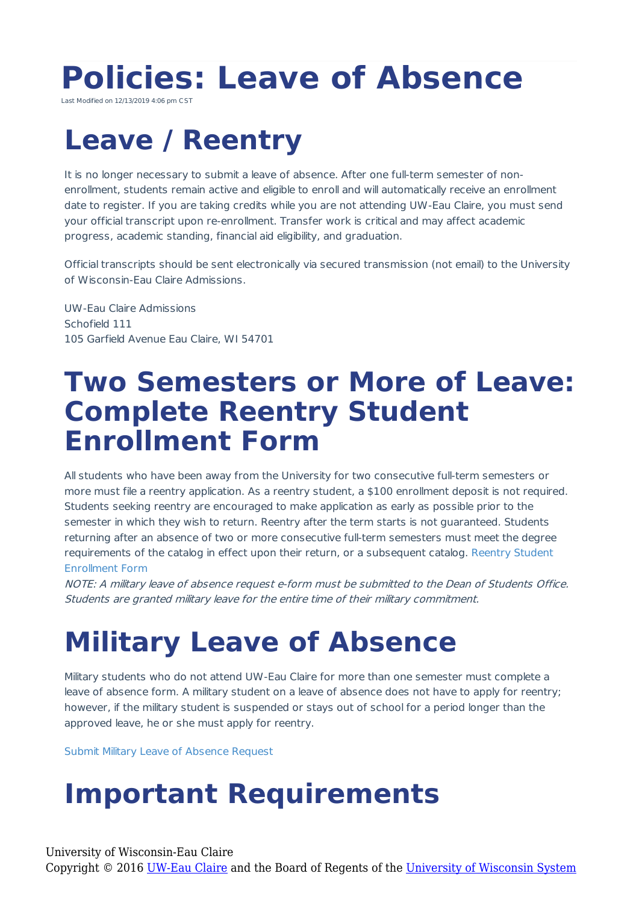# Policies: Leave of Absence

Last Modified on 12/13/2019 4:06 pm CST

## Leave / Reentry

It is no longer necessary to submit a leave of absence. After one full-term semester of non-enrollment, students remain active and eligible to enroll and will automatically receive an enrollment date to register. If you are taking credits while you are not attending UW-Eau Claire, you must send your official transcript upon re-enrollment. Transfer work is critical and may affect academic progress, academic standing, financial aid eligibility, and graduation.

Official transcripts should be sent electronically via secured transmission (not email) to the University of Wisconsin-Eau Claire Admissions.

UW-Eau Claire Admissions
Schofield 111
105 Garfield Avenue Eau Claire, WI 54701

## Two Semesters or More of Leave: Complete Reentry Student Enrollment Form

All students who have been away from the University for two consecutive full-term semesters or more must file a reentry application. As a reentry student, a $100 enrollment deposit is not required. Students seeking reentry are encouraged to make application as early as possible prior to the semester in which they wish to return. Reentry after the term starts is not guaranteed. Students returning after an absence of two or more consecutive full-term semesters must meet the degree requirements of the catalog in effect upon their return, or a subsequent catalog. Reentry Student Enrollment Form

*NOTE: A military leave of absence request e-form must be submitted to the Dean of Students Office. Students are granted military leave for the entire time of their military commitment.*

## Military Leave of Absence

Military students who do not attend UW-Eau Claire for more than one semester must complete a leave of absence form. A military student on a leave of absence does not have to apply for reentry; however, if the military student is suspended or stays out of school for a period longer than the approved leave, he or she must apply for reentry.

Submit Military Leave of Absence Request

## Important Requirements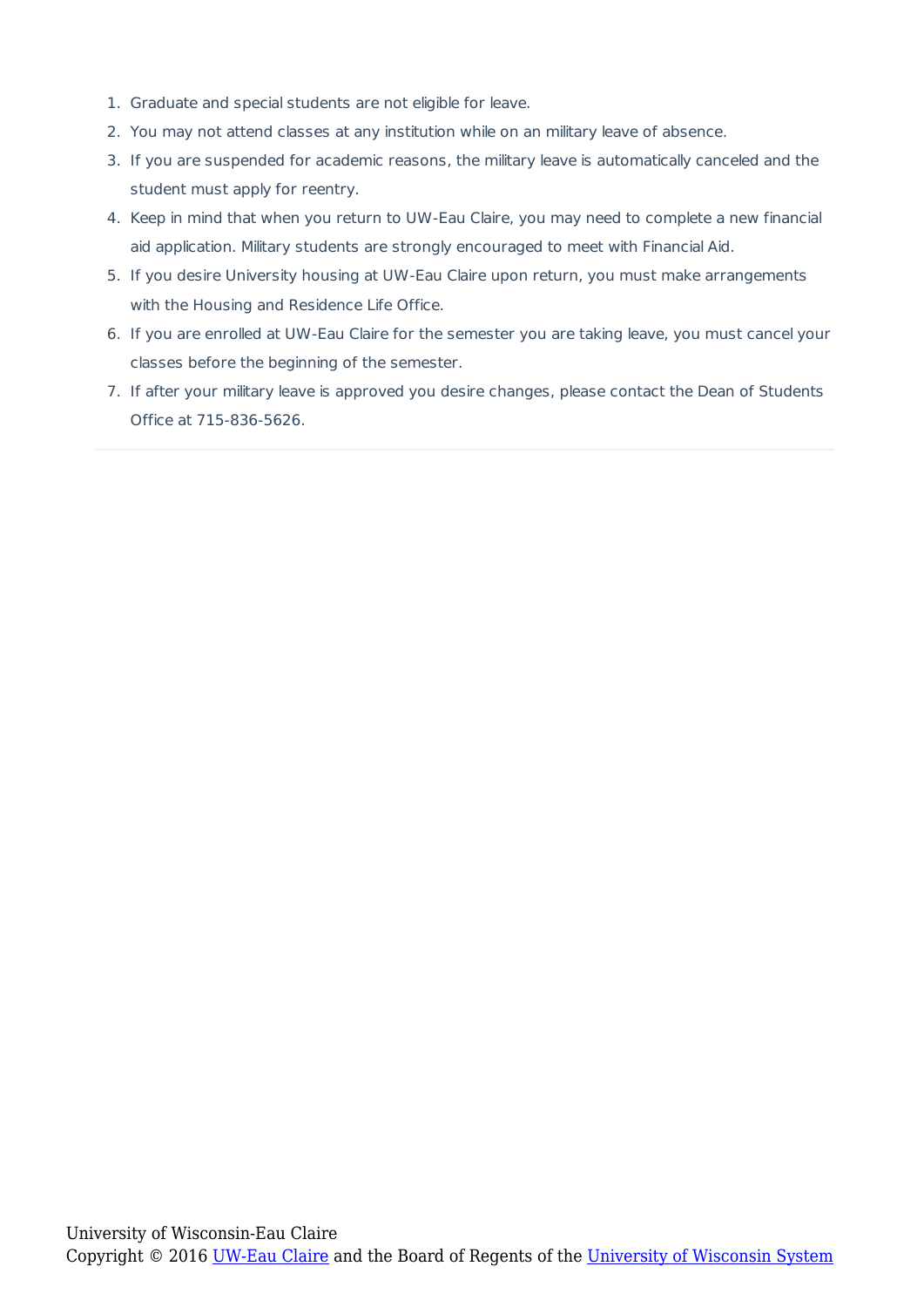1. Graduate and special students are not eligible for leave.
2. You may not attend classes at any institution while on an military leave of absence.
3. If you are suspended for academic reasons, the military leave is automatically canceled and the student must apply for reentry.
4. Keep in mind that when you return to UW-Eau Claire, you may need to complete a new financial aid application. Military students are strongly encouraged to meet with Financial Aid.
5. If you desire University housing at UW-Eau Claire upon return, you must make arrangements with the Housing and Residence Life Office.
6. If you are enrolled at UW-Eau Claire for the semester you are taking leave, you must cancel your classes before the beginning of the semester.
7. If after your military leave is approved you desire changes, please contact the Dean of Students Office at 715-836-5626.

---

University of Wisconsin-Eau Claire
Copyright © 2016 UW-Eau Claire and the Board of Regents of the University of Wisconsin System